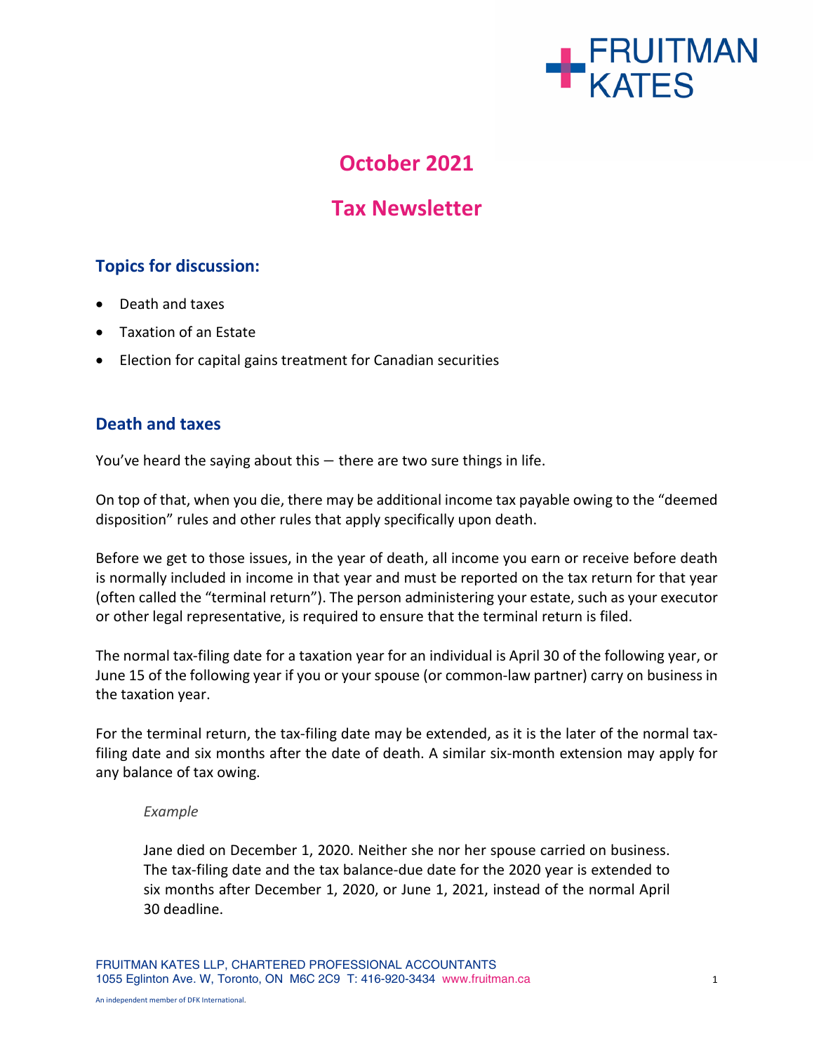FRUITMAN KATES

# October 2021

# Tax Newsletter

## Topics for discussion:

- Death and taxes
- Taxation of an Estate
- Election for capital gains treatment for Canadian securities

## Death and taxes

You've heard the saying about this — there are two sure things in life.

On top of that, when you die, there may be additional income tax payable owing to the "deemed disposition" rules and other rules that apply specifically upon death.

Before we get to those issues, in the year of death, all income you earn or receive before death is normally included in income in that year and must be reported on the tax return for that year (often called the "terminal return"). The person administering your estate, such as your executor or other legal representative, is required to ensure that the terminal return is filed.

The normal tax-filing date for a taxation year for an individual is April 30 of the following year, or June 15 of the following year if you or your spouse (or common-law partner) carry on business in the taxation year.

For the terminal return, the tax-filing date may be extended, as it is the later of the normal tax-filing date and six months after the date of death. A similar six-month extension may apply for any balance of tax owing.

> *Example*
>
> Jane died on December 1, 2020. Neither she nor her spouse carried on business. The tax-filing date and the tax balance-due date for the 2020 year is extended to six months after December 1, 2020, or June 1, 2021, instead of the normal April 30 deadline.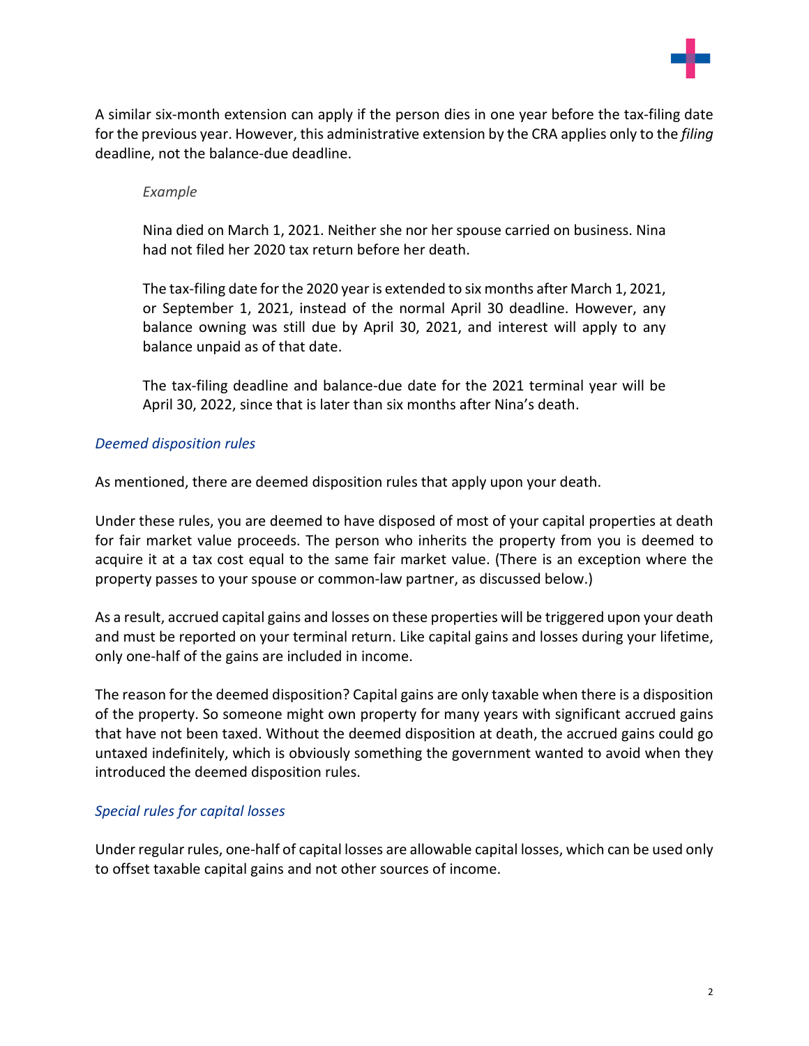A similar six-month extension can apply if the person dies in one year before the tax-filing date for the previous year. However, this administrative extension by the CRA applies only to the *filing* deadline, not the balance-due deadline.

> *Example*
>
> Nina died on March 1, 2021. Neither she nor her spouse carried on business. Nina had not filed her 2020 tax return before her death.
>
> The tax-filing date for the 2020 year is extended to six months after March 1, 2021, or September 1, 2021, instead of the normal April 30 deadline. However, any balance owning was still due by April 30, 2021, and interest will apply to any balance unpaid as of that date.
>
> The tax-filing deadline and balance-due date for the 2021 terminal year will be April 30, 2022, since that is later than six months after Nina's death.

### *Deemed disposition rules*

As mentioned, there are deemed disposition rules that apply upon your death.

Under these rules, you are deemed to have disposed of most of your capital properties at death for fair market value proceeds. The person who inherits the property from you is deemed to acquire it at a tax cost equal to the same fair market value. (There is an exception where the property passes to your spouse or common-law partner, as discussed below.)

As a result, accrued capital gains and losses on these properties will be triggered upon your death and must be reported on your terminal return. Like capital gains and losses during your lifetime, only one-half of the gains are included in income.

The reason for the deemed disposition? Capital gains are only taxable when there is a disposition of the property. So someone might own property for many years with significant accrued gains that have not been taxed. Without the deemed disposition at death, the accrued gains could go untaxed indefinitely, which is obviously something the government wanted to avoid when they introduced the deemed disposition rules.

### *Special rules for capital losses*

Under regular rules, one-half of capital losses are allowable capital losses, which can be used only to offset taxable capital gains and not other sources of income.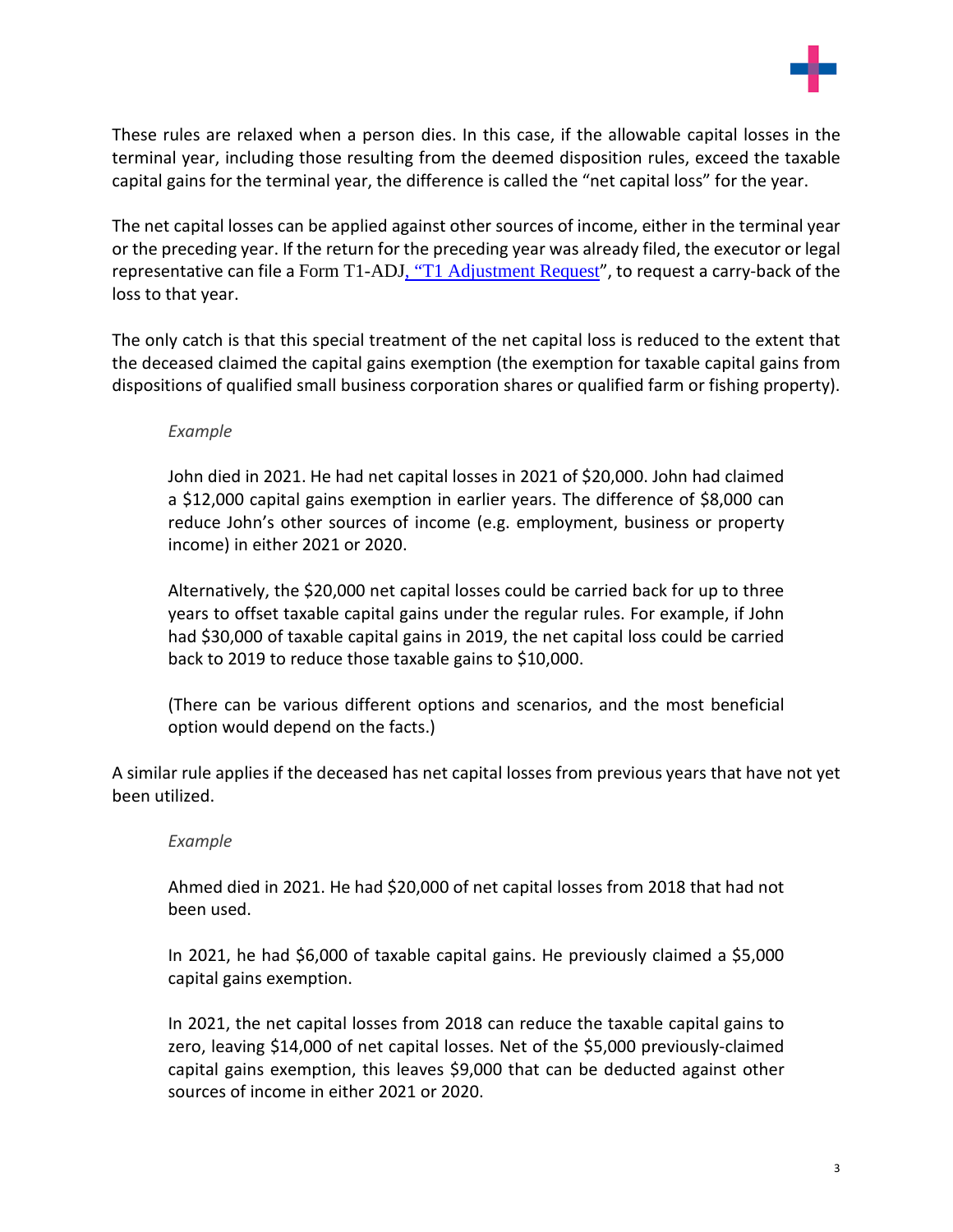These rules are relaxed when a person dies. In this case, if the allowable capital losses in the terminal year, including those resulting from the deemed disposition rules, exceed the taxable capital gains for the terminal year, the difference is called the "net capital loss" for the year.

The net capital losses can be applied against other sources of income, either in the terminal year or the preceding year. If the return for the preceding year was already filed, the executor or legal representative can file a Form T1-ADJ, "T1 Adjustment Request", to request a carry-back of the loss to that year.

The only catch is that this special treatment of the net capital loss is reduced to the extent that the deceased claimed the capital gains exemption (the exemption for taxable capital gains from dispositions of qualified small business corporation shares or qualified farm or fishing property).

> *Example*
>
> John died in 2021. He had net capital losses in 2021 of $20,000. John had claimed a $12,000 capital gains exemption in earlier years. The difference of $8,000 can reduce John's other sources of income (e.g. employment, business or property income) in either 2021 or 2020.
>
> Alternatively, the $20,000 net capital losses could be carried back for up to three years to offset taxable capital gains under the regular rules. For example, if John had $30,000 of taxable capital gains in 2019, the net capital loss could be carried back to 2019 to reduce those taxable gains to $10,000.
>
> (There can be various different options and scenarios, and the most beneficial option would depend on the facts.)

A similar rule applies if the deceased has net capital losses from previous years that have not yet been utilized.

> *Example*
>
> Ahmed died in 2021. He had $20,000 of net capital losses from 2018 that had not been used.
>
> In 2021, he had $6,000 of taxable capital gains. He previously claimed a $5,000 capital gains exemption.
>
> In 2021, the net capital losses from 2018 can reduce the taxable capital gains to zero, leaving $14,000 of net capital losses. Net of the $5,000 previously-claimed capital gains exemption, this leaves $9,000 that can be deducted against other sources of income in either 2021 or 2020.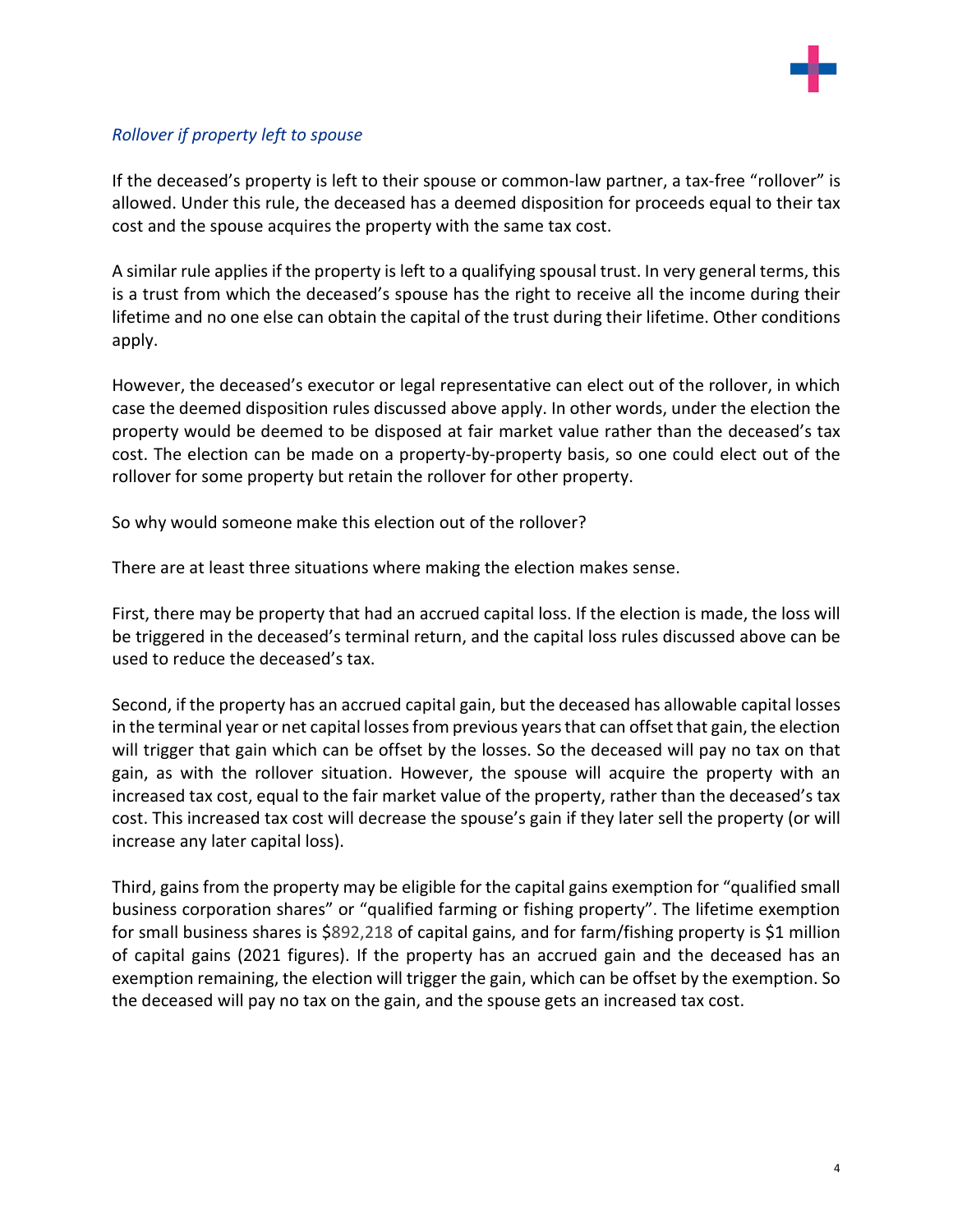*Rollover if property left to spouse*

If the deceased's property is left to their spouse or common-law partner, a tax-free "rollover" is allowed. Under this rule, the deceased has a deemed disposition for proceeds equal to their tax cost and the spouse acquires the property with the same tax cost.

A similar rule applies if the property is left to a qualifying spousal trust. In very general terms, this is a trust from which the deceased's spouse has the right to receive all the income during their lifetime and no one else can obtain the capital of the trust during their lifetime. Other conditions apply.

However, the deceased's executor or legal representative can elect out of the rollover, in which case the deemed disposition rules discussed above apply. In other words, under the election the property would be deemed to be disposed at fair market value rather than the deceased's tax cost. The election can be made on a property-by-property basis, so one could elect out of the rollover for some property but retain the rollover for other property.

So why would someone make this election out of the rollover?

There are at least three situations where making the election makes sense.

First, there may be property that had an accrued capital loss. If the election is made, the loss will be triggered in the deceased's terminal return, and the capital loss rules discussed above can be used to reduce the deceased's tax.

Second, if the property has an accrued capital gain, but the deceased has allowable capital losses in the terminal year or net capital losses from previous years that can offset that gain, the election will trigger that gain which can be offset by the losses. So the deceased will pay no tax on that gain, as with the rollover situation. However, the spouse will acquire the property with an increased tax cost, equal to the fair market value of the property, rather than the deceased's tax cost. This increased tax cost will decrease the spouse's gain if they later sell the property (or will increase any later capital loss).

Third, gains from the property may be eligible for the capital gains exemption for "qualified small business corporation shares" or "qualified farming or fishing property". The lifetime exemption for small business shares is $892,218 of capital gains, and for farm/fishing property is $1 million of capital gains (2021 figures). If the property has an accrued gain and the deceased has an exemption remaining, the election will trigger the gain, which can be offset by the exemption. So the deceased will pay no tax on the gain, and the spouse gets an increased tax cost.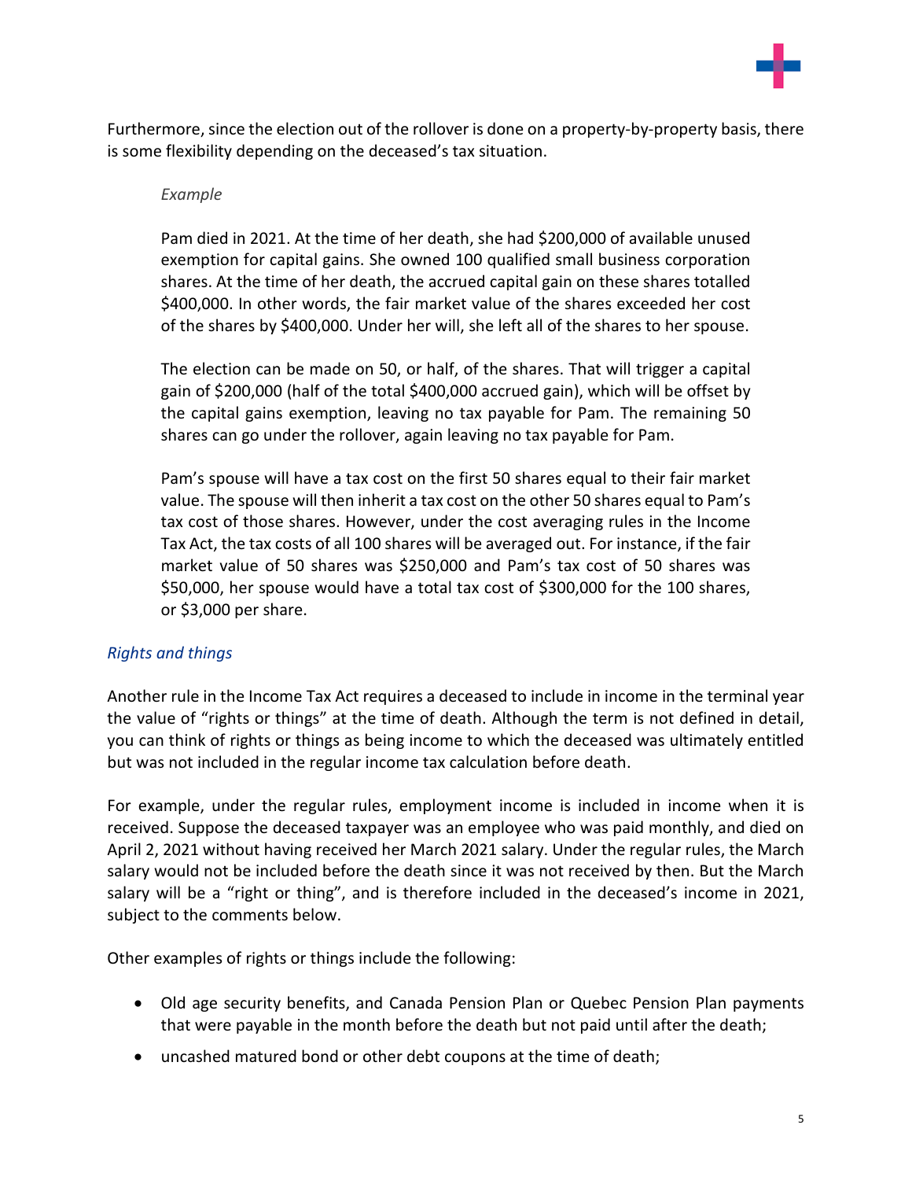Furthermore, since the election out of the rollover is done on a property-by-property basis, there is some flexibility depending on the deceased's tax situation.

> *Example*
>
> Pam died in 2021. At the time of her death, she had $200,000 of available unused exemption for capital gains. She owned 100 qualified small business corporation shares. At the time of her death, the accrued capital gain on these shares totalled $400,000. In other words, the fair market value of the shares exceeded her cost of the shares by $400,000. Under her will, she left all of the shares to her spouse.
>
> The election can be made on 50, or half, of the shares. That will trigger a capital gain of $200,000 (half of the total $400,000 accrued gain), which will be offset by the capital gains exemption, leaving no tax payable for Pam. The remaining 50 shares can go under the rollover, again leaving no tax payable for Pam.
>
> Pam's spouse will have a tax cost on the first 50 shares equal to their fair market value. The spouse will then inherit a tax cost on the other 50 shares equal to Pam's tax cost of those shares. However, under the cost averaging rules in the Income Tax Act, the tax costs of all 100 shares will be averaged out. For instance, if the fair market value of 50 shares was $250,000 and Pam's tax cost of 50 shares was $50,000, her spouse would have a total tax cost of $300,000 for the 100 shares, or $3,000 per share.

### *Rights and things*

Another rule in the Income Tax Act requires a deceased to include in income in the terminal year the value of "rights or things" at the time of death. Although the term is not defined in detail, you can think of rights or things as being income to which the deceased was ultimately entitled but was not included in the regular income tax calculation before death.

For example, under the regular rules, employment income is included in income when it is received. Suppose the deceased taxpayer was an employee who was paid monthly, and died on April 2, 2021 without having received her March 2021 salary. Under the regular rules, the March salary would not be included before the death since it was not received by then. But the March salary will be a "right or thing", and is therefore included in the deceased's income in 2021, subject to the comments below.

Other examples of rights or things include the following:

- Old age security benefits, and Canada Pension Plan or Quebec Pension Plan payments that were payable in the month before the death but not paid until after the death;
- uncashed matured bond or other debt coupons at the time of death;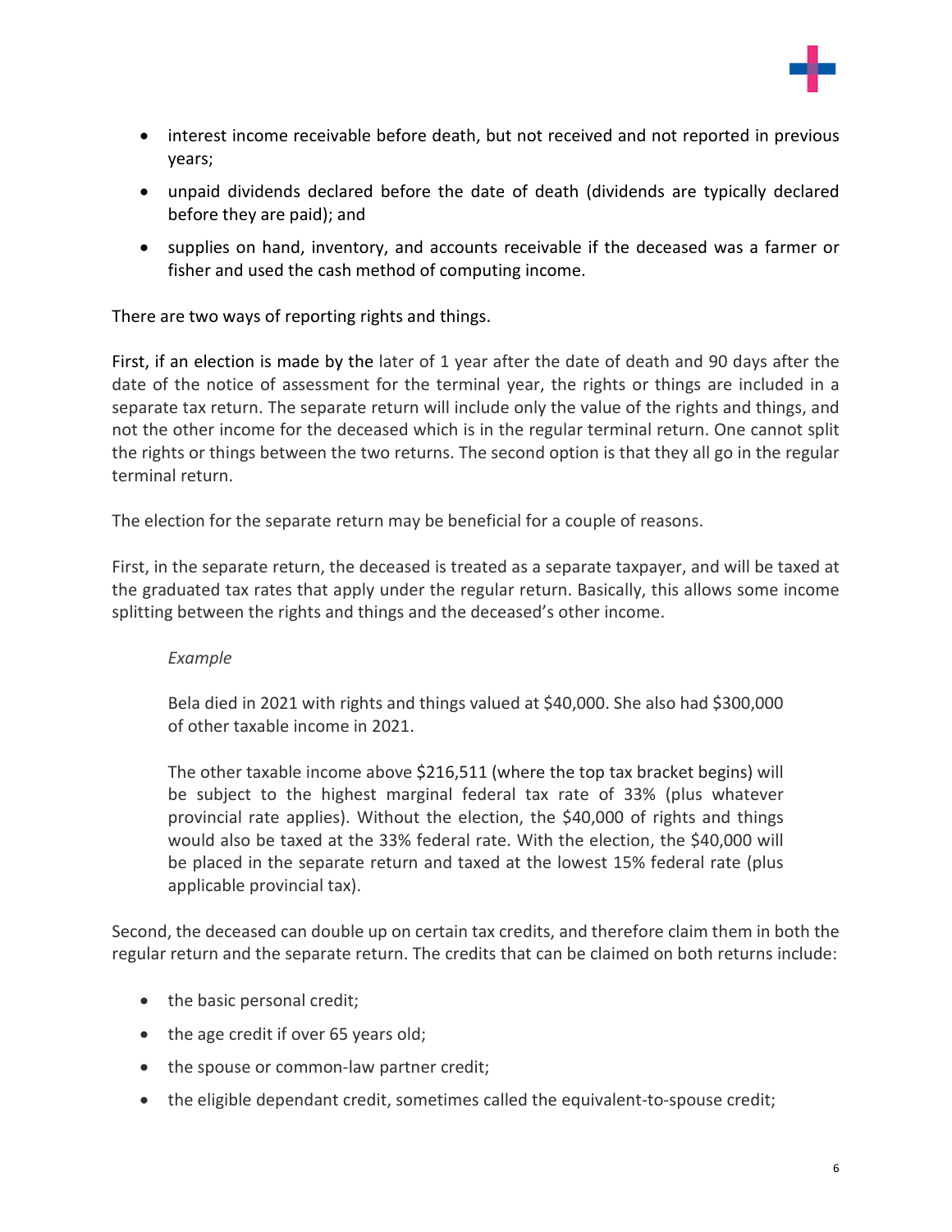- interest income receivable before death, but not received and not reported in previous years;
- unpaid dividends declared before the date of death (dividends are typically declared before they are paid); and
- supplies on hand, inventory, and accounts receivable if the deceased was a farmer or fisher and used the cash method of computing income.

There are two ways of reporting rights and things.

First, if an election is made by the later of 1 year after the date of death and 90 days after the date of the notice of assessment for the terminal year, the rights or things are included in a separate tax return. The separate return will include only the value of the rights and things, and not the other income for the deceased which is in the regular terminal return. One cannot split the rights or things between the two returns. The second option is that they all go in the regular terminal return.

The election for the separate return may be beneficial for a couple of reasons.

First, in the separate return, the deceased is treated as a separate taxpayer, and will be taxed at the graduated tax rates that apply under the regular return. Basically, this allows some income splitting between the rights and things and the deceased's other income.

> *Example*
>
> Bela died in 2021 with rights and things valued at $40,000. She also had $300,000 of other taxable income in 2021.
>
> The other taxable income above $216,511 (where the top tax bracket begins) will be subject to the highest marginal federal tax rate of 33% (plus whatever provincial rate applies). Without the election, the $40,000 of rights and things would also be taxed at the 33% federal rate. With the election, the $40,000 will be placed in the separate return and taxed at the lowest 15% federal rate (plus applicable provincial tax).

Second, the deceased can double up on certain tax credits, and therefore claim them in both the regular return and the separate return. The credits that can be claimed on both returns include:

- the basic personal credit;
- the age credit if over 65 years old;
- the spouse or common-law partner credit;
- the eligible dependant credit, sometimes called the equivalent-to-spouse credit;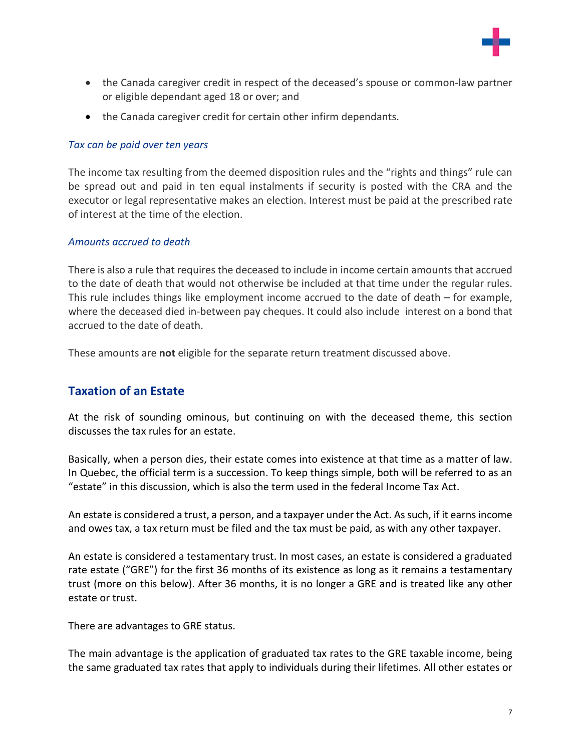- the Canada caregiver credit in respect of the deceased's spouse or common-law partner or eligible dependant aged 18 or over; and
- the Canada caregiver credit for certain other infirm dependants.

*Tax can be paid over ten years*

The income tax resulting from the deemed disposition rules and the "rights and things" rule can be spread out and paid in ten equal instalments if security is posted with the CRA and the executor or legal representative makes an election. Interest must be paid at the prescribed rate of interest at the time of the election.

*Amounts accrued to death*

There is also a rule that requires the deceased to include in income certain amounts that accrued to the date of death that would not otherwise be included at that time under the regular rules. This rule includes things like employment income accrued to the date of death – for example, where the deceased died in-between pay cheques. It could also include interest on a bond that accrued to the date of death.

These amounts are **not** eligible for the separate return treatment discussed above.

## Taxation of an Estate

At the risk of sounding ominous, but continuing on with the deceased theme, this section discusses the tax rules for an estate.

Basically, when a person dies, their estate comes into existence at that time as a matter of law. In Quebec, the official term is a succession. To keep things simple, both will be referred to as an "estate" in this discussion, which is also the term used in the federal Income Tax Act.

An estate is considered a trust, a person, and a taxpayer under the Act. As such, if it earns income and owes tax, a tax return must be filed and the tax must be paid, as with any other taxpayer.

An estate is considered a testamentary trust. In most cases, an estate is considered a graduated rate estate ("GRE") for the first 36 months of its existence as long as it remains a testamentary trust (more on this below). After 36 months, it is no longer a GRE and is treated like any other estate or trust.

There are advantages to GRE status.

The main advantage is the application of graduated tax rates to the GRE taxable income, being the same graduated tax rates that apply to individuals during their lifetimes. All other estates or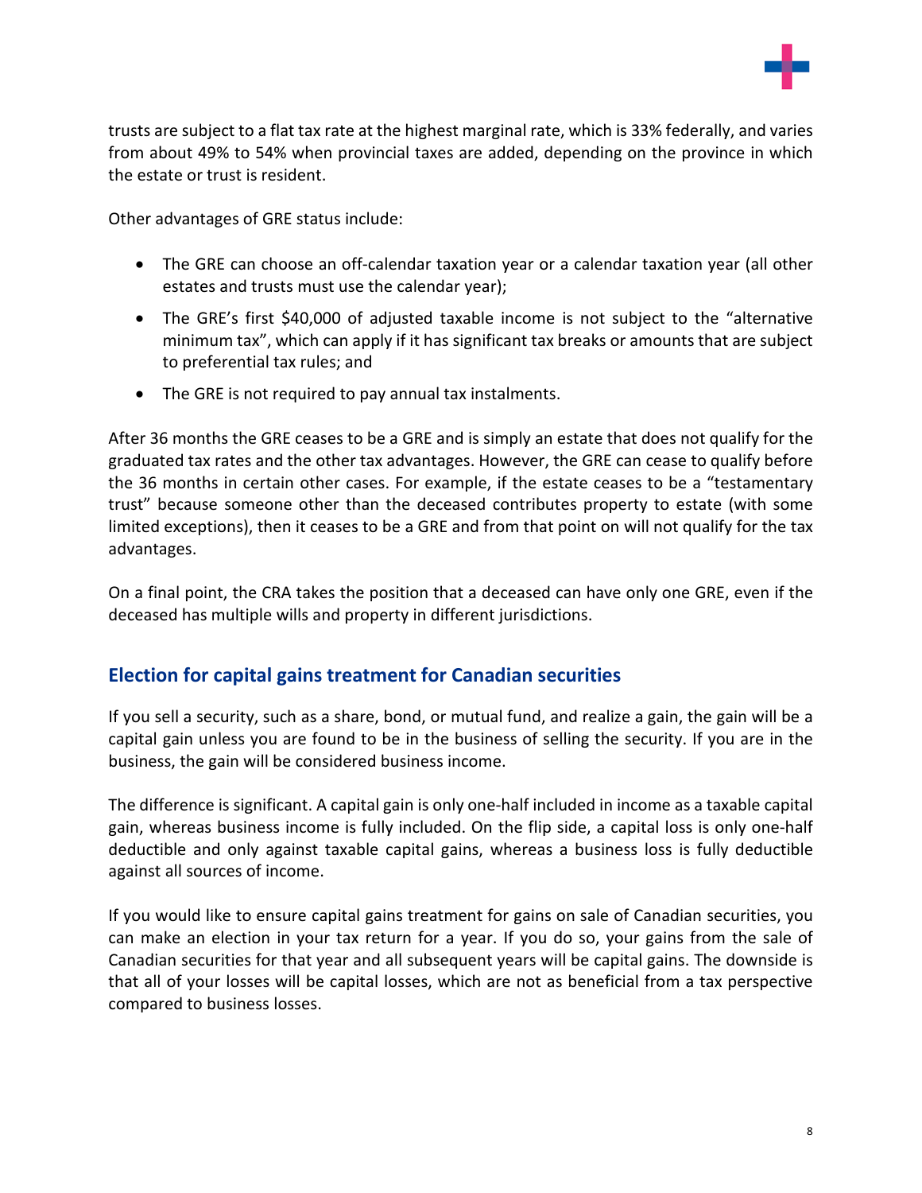trusts are subject to a flat tax rate at the highest marginal rate, which is 33% federally, and varies from about 49% to 54% when provincial taxes are added, depending on the province in which the estate or trust is resident.

Other advantages of GRE status include:

- The GRE can choose an off-calendar taxation year or a calendar taxation year (all other estates and trusts must use the calendar year);
- The GRE's first $40,000 of adjusted taxable income is not subject to the "alternative minimum tax", which can apply if it has significant tax breaks or amounts that are subject to preferential tax rules; and
- The GRE is not required to pay annual tax instalments.

After 36 months the GRE ceases to be a GRE and is simply an estate that does not qualify for the graduated tax rates and the other tax advantages. However, the GRE can cease to qualify before the 36 months in certain other cases. For example, if the estate ceases to be a "testamentary trust" because someone other than the deceased contributes property to estate (with some limited exceptions), then it ceases to be a GRE and from that point on will not qualify for the tax advantages.

On a final point, the CRA takes the position that a deceased can have only one GRE, even if the deceased has multiple wills and property in different jurisdictions.

## Election for capital gains treatment for Canadian securities

If you sell a security, such as a share, bond, or mutual fund, and realize a gain, the gain will be a capital gain unless you are found to be in the business of selling the security. If you are in the business, the gain will be considered business income.

The difference is significant. A capital gain is only one-half included in income as a taxable capital gain, whereas business income is fully included. On the flip side, a capital loss is only one-half deductible and only against taxable capital gains, whereas a business loss is fully deductible against all sources of income.

If you would like to ensure capital gains treatment for gains on sale of Canadian securities, you can make an election in your tax return for a year. If you do so, your gains from the sale of Canadian securities for that year and all subsequent years will be capital gains. The downside is that all of your losses will be capital losses, which are not as beneficial from a tax perspective compared to business losses.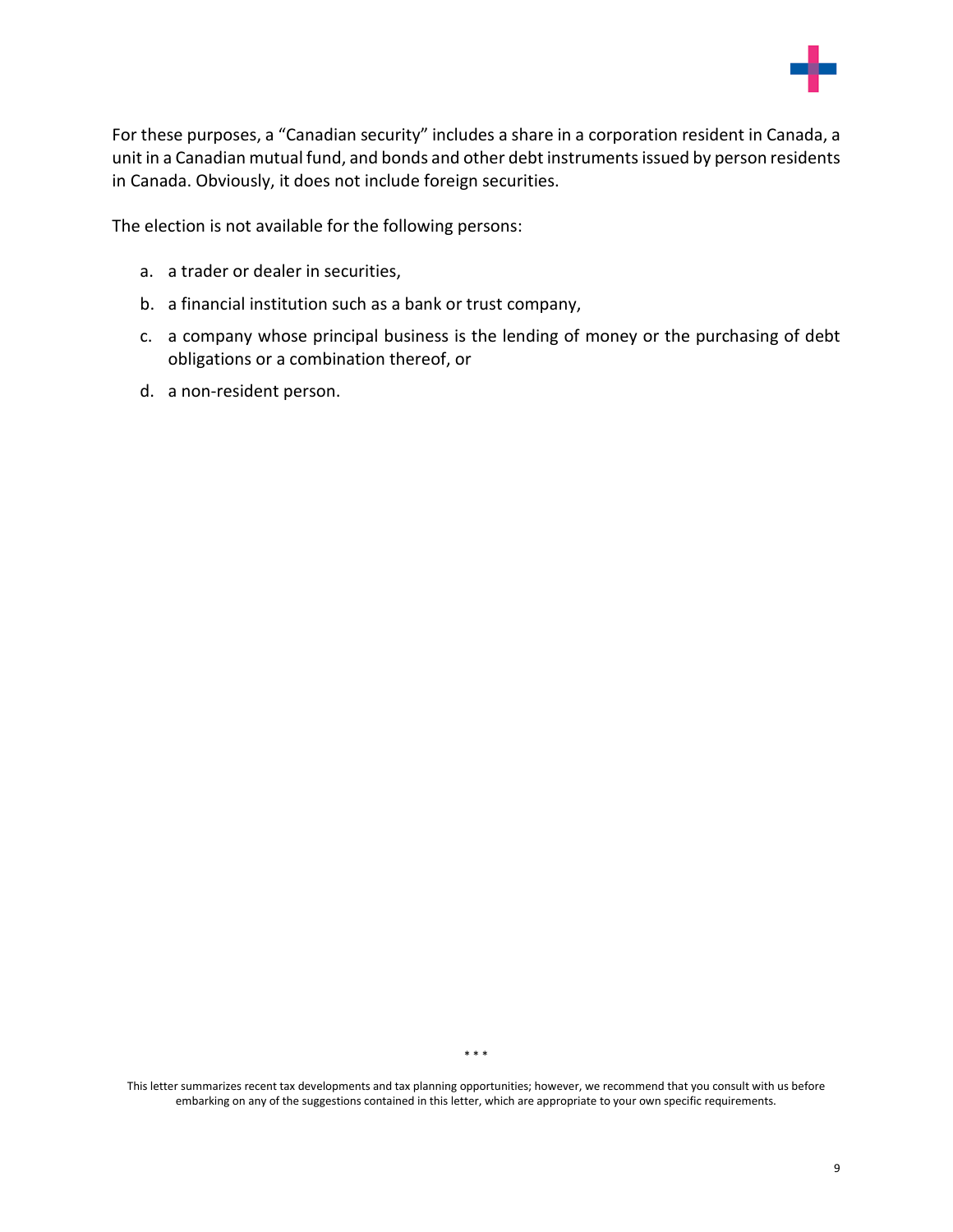For these purposes, a "Canadian security" includes a share in a corporation resident in Canada, a unit in a Canadian mutual fund, and bonds and other debt instruments issued by person residents in Canada. Obviously, it does not include foreign securities.

The election is not available for the following persons:

a. a trader or dealer in securities,

b. a financial institution such as a bank or trust company,

c. a company whose principal business is the lending of money or the purchasing of debt obligations or a combination thereof, or

d. a non-resident person.

\* \* \*

This letter summarizes recent tax developments and tax planning opportunities; however, we recommend that you consult with us before embarking on any of the suggestions contained in this letter, which are appropriate to your own specific requirements.